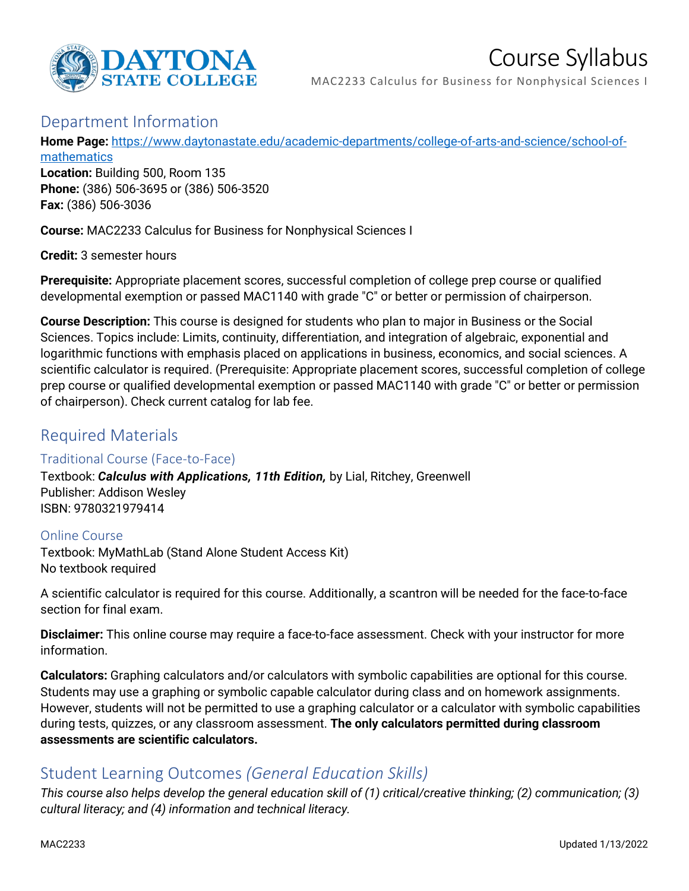# Course Syllabus

MAC2233 Calculus for Business for Nonphysical Sciences I

## Department Information

**Home Page:** [https://www.daytonastate.edu/academic-departments/college-of-arts-and-science/school-of-mathematics](https://www.daytonastate.edu/academic-departments/college-of-arts-and-science/school-of-mathematics)
**Location:** Building 500, Room 135
**Phone:** (386) 506-3695 or (386) 506-3520
**Fax:** (386) 506-3036

**Course:** MAC2233 Calculus for Business for Nonphysical Sciences I

**Credit:** 3 semester hours

**Prerequisite:** Appropriate placement scores, successful completion of college prep course or qualified developmental exemption or passed MAC1140 with grade "C" or better or permission of chairperson.

**Course Description:** This course is designed for students who plan to major in Business or the Social Sciences. Topics include: Limits, continuity, differentiation, and integration of algebraic, exponential and logarithmic functions with emphasis placed on applications in business, economics, and social sciences. A scientific calculator is required. (Prerequisite: Appropriate placement scores, successful completion of college prep course or qualified developmental exemption or passed MAC1140 with grade "C" or better or permission of chairperson). Check current catalog for lab fee.

## Required Materials

### Traditional Course (Face-to-Face)

Textbook: ***Calculus with Applications, 11th Edition,*** by Lial, Ritchey, Greenwell
Publisher: Addison Wesley
ISBN: 9780321979414

### Online Course

Textbook: MyMathLab (Stand Alone Student Access Kit)
No textbook required

A scientific calculator is required for this course. Additionally, a scantron will be needed for the face-to-face section for final exam.

**Disclaimer:** This online course may require a face-to-face assessment. Check with your instructor for more information.

**Calculators:** Graphing calculators and/or calculators with symbolic capabilities are optional for this course. Students may use a graphing or symbolic capable calculator during class and on homework assignments. However, students will not be permitted to use a graphing calculator or a calculator with symbolic capabilities during tests, quizzes, or any classroom assessment. **The only calculators permitted during classroom assessments are scientific calculators.**

## Student Learning Outcomes *(General Education Skills)*

*This course also helps develop the general education skill of (1) critical/creative thinking; (2) communication; (3) cultural literacy; and (4) information and technical literacy.*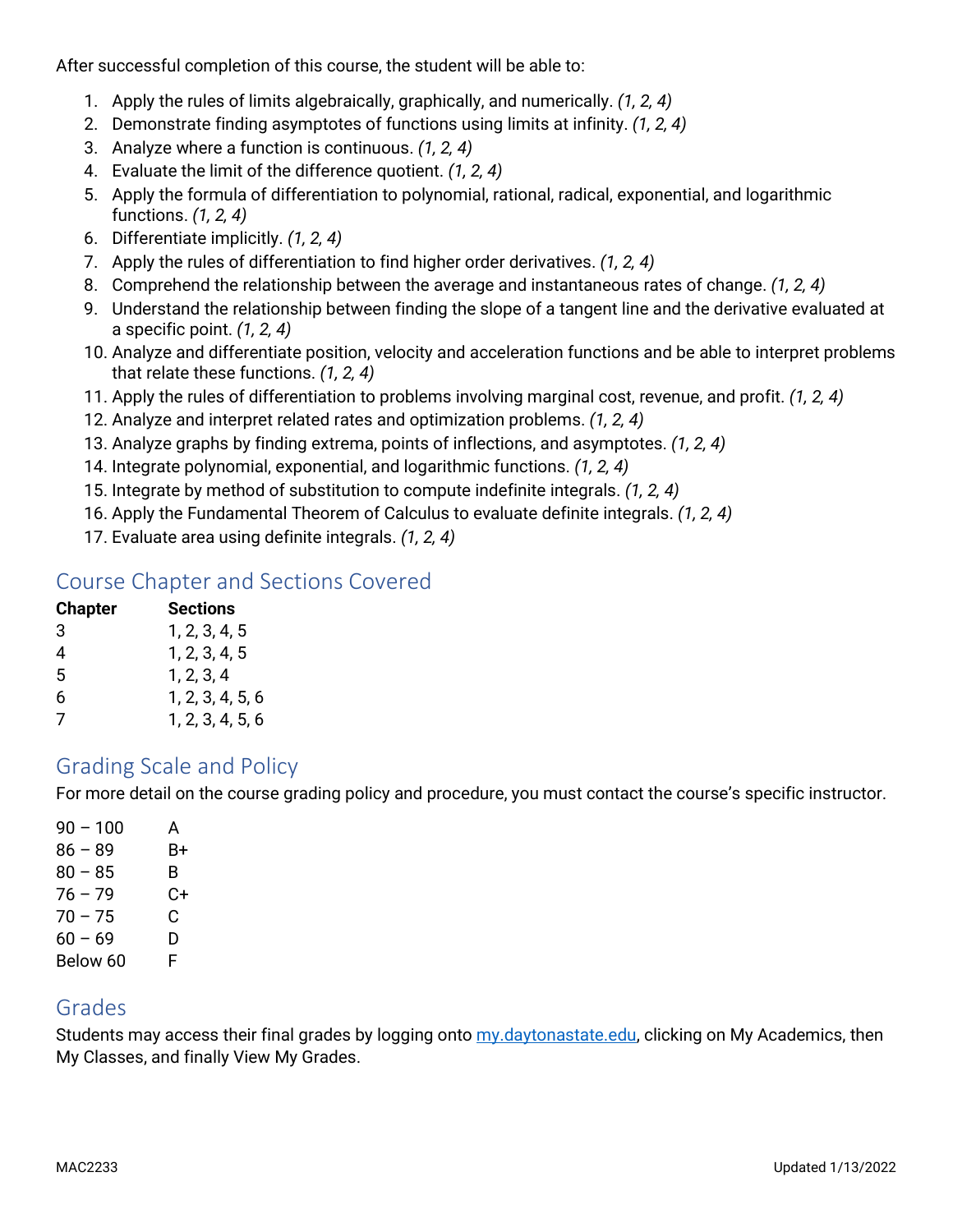After successful completion of this course, the student will be able to:

1. Apply the rules of limits algebraically, graphically, and numerically. *(1, 2, 4)*
2. Demonstrate finding asymptotes of functions using limits at infinity. *(1, 2, 4)*
3. Analyze where a function is continuous. *(1, 2, 4)*
4. Evaluate the limit of the difference quotient. *(1, 2, 4)*
5. Apply the formula of differentiation to polynomial, rational, radical, exponential, and logarithmic functions. *(1, 2, 4)*
6. Differentiate implicitly. *(1, 2, 4)*
7. Apply the rules of differentiation to find higher order derivatives. *(1, 2, 4)*
8. Comprehend the relationship between the average and instantaneous rates of change. *(1, 2, 4)*
9. Understand the relationship between finding the slope of a tangent line and the derivative evaluated at a specific point. *(1, 2, 4)*
10. Analyze and differentiate position, velocity and acceleration functions and be able to interpret problems that relate these functions. *(1, 2, 4)*
11. Apply the rules of differentiation to problems involving marginal cost, revenue, and profit. *(1, 2, 4)*
12. Analyze and interpret related rates and optimization problems. *(1, 2, 4)*
13. Analyze graphs by finding extrema, points of inflections, and asymptotes. *(1, 2, 4)*
14. Integrate polynomial, exponential, and logarithmic functions. *(1, 2, 4)*
15. Integrate by method of substitution to compute indefinite integrals. *(1, 2, 4)*
16. Apply the Fundamental Theorem of Calculus to evaluate definite integrals. *(1, 2, 4)*
17. Evaluate area using definite integrals. *(1, 2, 4)*

## Course Chapter and Sections Covered

| Chapter | Sections |
|---|---|
| 3 | 1, 2, 3, 4, 5 |
| 4 | 1, 2, 3, 4, 5 |
| 5 | 1, 2, 3, 4 |
| 6 | 1, 2, 3, 4, 5, 6 |
| 7 | 1, 2, 3, 4, 5, 6 |

## Grading Scale and Policy

For more detail on the course grading policy and procedure, you must contact the course's specific instructor.

| | |
|---|---|
| 90 – 100 | A |
| 86 – 89 | B+ |
| 80 – 85 | B |
| 76 – 79 | C+ |
| 70 – 75 | C |
| 60 – 69 | D |
| Below 60 | F |

## Grades

Students may access their final grades by logging onto my.daytonastate.edu, clicking on My Academics, then My Classes, and finally View My Grades.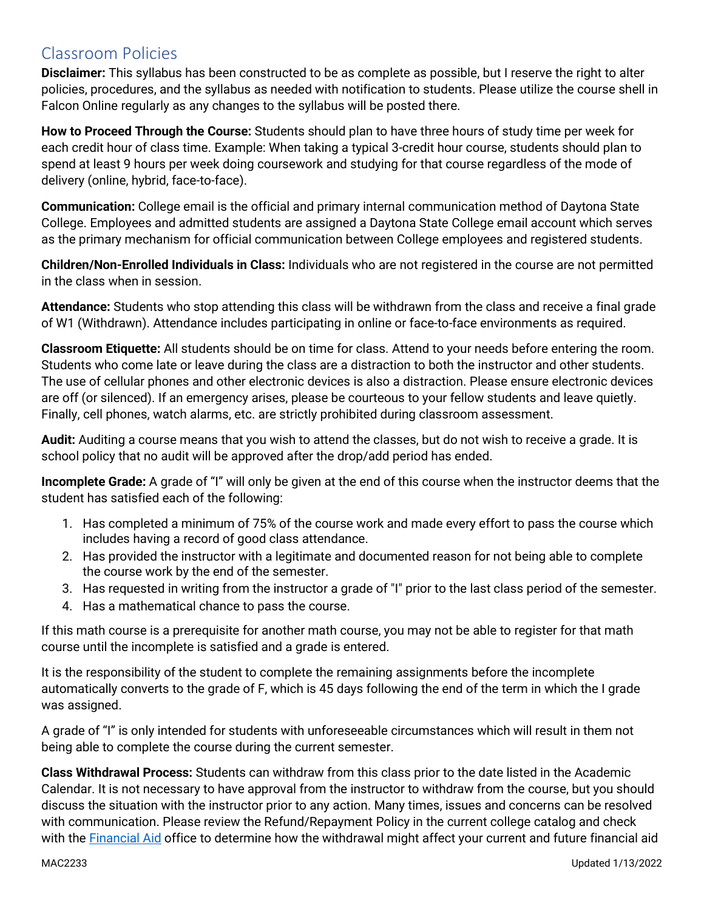## Classroom Policies

**Disclaimer:** This syllabus has been constructed to be as complete as possible, but I reserve the right to alter policies, procedures, and the syllabus as needed with notification to students. Please utilize the course shell in Falcon Online regularly as any changes to the syllabus will be posted there.

**How to Proceed Through the Course:** Students should plan to have three hours of study time per week for each credit hour of class time. Example: When taking a typical 3-credit hour course, students should plan to spend at least 9 hours per week doing coursework and studying for that course regardless of the mode of delivery (online, hybrid, face-to-face).

**Communication:** College email is the official and primary internal communication method of Daytona State College. Employees and admitted students are assigned a Daytona State College email account which serves as the primary mechanism for official communication between College employees and registered students.

**Children/Non-Enrolled Individuals in Class:** Individuals who are not registered in the course are not permitted in the class when in session.

**Attendance:** Students who stop attending this class will be withdrawn from the class and receive a final grade of W1 (Withdrawn). Attendance includes participating in online or face-to-face environments as required.

**Classroom Etiquette:** All students should be on time for class. Attend to your needs before entering the room. Students who come late or leave during the class are a distraction to both the instructor and other students. The use of cellular phones and other electronic devices is also a distraction. Please ensure electronic devices are off (or silenced). If an emergency arises, please be courteous to your fellow students and leave quietly. Finally, cell phones, watch alarms, etc. are strictly prohibited during classroom assessment.

**Audit:** Auditing a course means that you wish to attend the classes, but do not wish to receive a grade. It is school policy that no audit will be approved after the drop/add period has ended.

**Incomplete Grade:** A grade of "I" will only be given at the end of this course when the instructor deems that the student has satisfied each of the following:

1. Has completed a minimum of 75% of the course work and made every effort to pass the course which includes having a record of good class attendance.
2. Has provided the instructor with a legitimate and documented reason for not being able to complete the course work by the end of the semester.
3. Has requested in writing from the instructor a grade of "I" prior to the last class period of the semester.
4. Has a mathematical chance to pass the course.

If this math course is a prerequisite for another math course, you may not be able to register for that math course until the incomplete is satisfied and a grade is entered.

It is the responsibility of the student to complete the remaining assignments before the incomplete automatically converts to the grade of F, which is 45 days following the end of the term in which the I grade was assigned.

A grade of "I" is only intended for students with unforeseeable circumstances which will result in them not being able to complete the course during the current semester.

**Class Withdrawal Process:** Students can withdraw from this class prior to the date listed in the Academic Calendar. It is not necessary to have approval from the instructor to withdraw from the course, but you should discuss the situation with the instructor prior to any action. Many times, issues and concerns can be resolved with communication. Please review the Refund/Repayment Policy in the current college catalog and check with the Financial Aid office to determine how the withdrawal might affect your current and future financial aid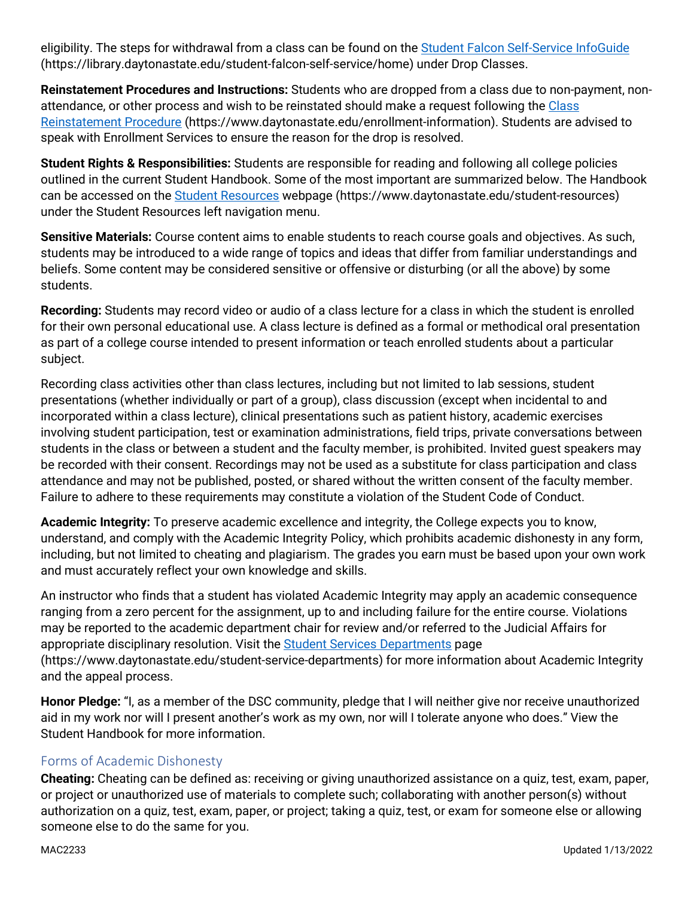eligibility. The steps for withdrawal from a class can be found on the [Student Falcon Self-Service InfoGuide](https://library.daytonastate.edu/student-falcon-self-service/home) (https://library.daytonastate.edu/student-falcon-self-service/home) under Drop Classes.

**Reinstatement Procedures and Instructions:** Students who are dropped from a class due to non-payment, non-attendance, or other process and wish to be reinstated should make a request following the [Class Reinstatement Procedure](https://www.daytonastate.edu/enrollment-information) (https://www.daytonastate.edu/enrollment-information). Students are advised to speak with Enrollment Services to ensure the reason for the drop is resolved.

**Student Rights & Responsibilities:** Students are responsible for reading and following all college policies outlined in the current Student Handbook. Some of the most important are summarized below. The Handbook can be accessed on the [Student Resources](https://www.daytonastate.edu/student-resources) webpage (https://www.daytonastate.edu/student-resources) under the Student Resources left navigation menu.

**Sensitive Materials:** Course content aims to enable students to reach course goals and objectives. As such, students may be introduced to a wide range of topics and ideas that differ from familiar understandings and beliefs. Some content may be considered sensitive or offensive or disturbing (or all the above) by some students.

**Recording:** Students may record video or audio of a class lecture for a class in which the student is enrolled for their own personal educational use. A class lecture is defined as a formal or methodical oral presentation as part of a college course intended to present information or teach enrolled students about a particular subject.

Recording class activities other than class lectures, including but not limited to lab sessions, student presentations (whether individually or part of a group), class discussion (except when incidental to and incorporated within a class lecture), clinical presentations such as patient history, academic exercises involving student participation, test or examination administrations, field trips, private conversations between students in the class or between a student and the faculty member, is prohibited. Invited guest speakers may be recorded with their consent. Recordings may not be used as a substitute for class participation and class attendance and may not be published, posted, or shared without the written consent of the faculty member. Failure to adhere to these requirements may constitute a violation of the Student Code of Conduct.

**Academic Integrity:** To preserve academic excellence and integrity, the College expects you to know, understand, and comply with the Academic Integrity Policy, which prohibits academic dishonesty in any form, including, but not limited to cheating and plagiarism. The grades you earn must be based upon your own work and must accurately reflect your own knowledge and skills.

An instructor who finds that a student has violated Academic Integrity may apply an academic consequence ranging from a zero percent for the assignment, up to and including failure for the entire course. Violations may be reported to the academic department chair for review and/or referred to the Judicial Affairs for appropriate disciplinary resolution. Visit the [Student Services Departments](https://www.daytonastate.edu/student-service-departments) page (https://www.daytonastate.edu/student-service-departments) for more information about Academic Integrity and the appeal process.

**Honor Pledge:** "I, as a member of the DSC community, pledge that I will neither give nor receive unauthorized aid in my work nor will I present another's work as my own, nor will I tolerate anyone who does." View the Student Handbook for more information.

## Forms of Academic Dishonesty

**Cheating:** Cheating can be defined as: receiving or giving unauthorized assistance on a quiz, test, exam, paper, or project or unauthorized use of materials to complete such; collaborating with another person(s) without authorization on a quiz, test, exam, paper, or project; taking a quiz, test, or exam for someone else or allowing someone else to do the same for you.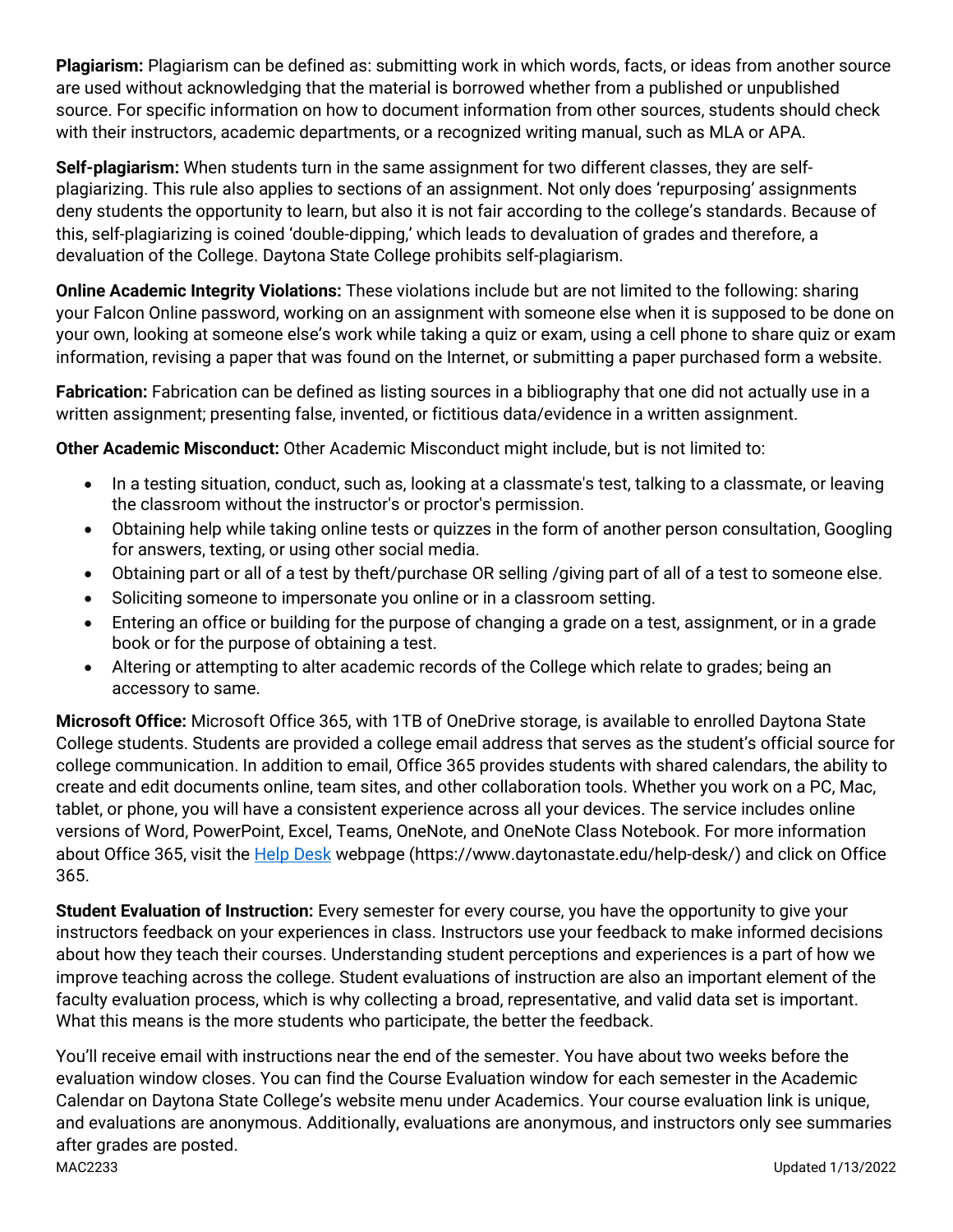**Plagiarism:** Plagiarism can be defined as: submitting work in which words, facts, or ideas from another source are used without acknowledging that the material is borrowed whether from a published or unpublished source. For specific information on how to document information from other sources, students should check with their instructors, academic departments, or a recognized writing manual, such as MLA or APA.

**Self-plagiarism:** When students turn in the same assignment for two different classes, they are self-plagiarizing. This rule also applies to sections of an assignment. Not only does 'repurposing' assignments deny students the opportunity to learn, but also it is not fair according to the college's standards. Because of this, self-plagiarizing is coined 'double-dipping,' which leads to devaluation of grades and therefore, a devaluation of the College. Daytona State College prohibits self-plagiarism.

**Online Academic Integrity Violations:** These violations include but are not limited to the following: sharing your Falcon Online password, working on an assignment with someone else when it is supposed to be done on your own, looking at someone else's work while taking a quiz or exam, using a cell phone to share quiz or exam information, revising a paper that was found on the Internet, or submitting a paper purchased form a website.

**Fabrication:** Fabrication can be defined as listing sources in a bibliography that one did not actually use in a written assignment; presenting false, invented, or fictitious data/evidence in a written assignment.

**Other Academic Misconduct:** Other Academic Misconduct might include, but is not limited to:

- In a testing situation, conduct, such as, looking at a classmate's test, talking to a classmate, or leaving the classroom without the instructor's or proctor's permission.
- Obtaining help while taking online tests or quizzes in the form of another person consultation, Googling for answers, texting, or using other social media.
- Obtaining part or all of a test by theft/purchase OR selling /giving part of all of a test to someone else.
- Soliciting someone to impersonate you online or in a classroom setting.
- Entering an office or building for the purpose of changing a grade on a test, assignment, or in a grade book or for the purpose of obtaining a test.
- Altering or attempting to alter academic records of the College which relate to grades; being an accessory to same.

**Microsoft Office:** Microsoft Office 365, with 1TB of OneDrive storage, is available to enrolled Daytona State College students. Students are provided a college email address that serves as the student's official source for college communication. In addition to email, Office 365 provides students with shared calendars, the ability to create and edit documents online, team sites, and other collaboration tools. Whether you work on a PC, Mac, tablet, or phone, you will have a consistent experience across all your devices. The service includes online versions of Word, PowerPoint, Excel, Teams, OneNote, and OneNote Class Notebook. For more information about Office 365, visit the [Help Desk](https://www.daytonastate.edu/help-desk/) webpage (https://www.daytonastate.edu/help-desk/) and click on Office 365.

**Student Evaluation of Instruction:** Every semester for every course, you have the opportunity to give your instructors feedback on your experiences in class. Instructors use your feedback to make informed decisions about how they teach their courses. Understanding student perceptions and experiences is a part of how we improve teaching across the college. Student evaluations of instruction are also an important element of the faculty evaluation process, which is why collecting a broad, representative, and valid data set is important. What this means is the more students who participate, the better the feedback.

You'll receive email with instructions near the end of the semester. You have about two weeks before the evaluation window closes. You can find the Course Evaluation window for each semester in the Academic Calendar on Daytona State College's website menu under Academics. Your course evaluation link is unique, and evaluations are anonymous. Additionally, evaluations are anonymous, and instructors only see summaries after grades are posted.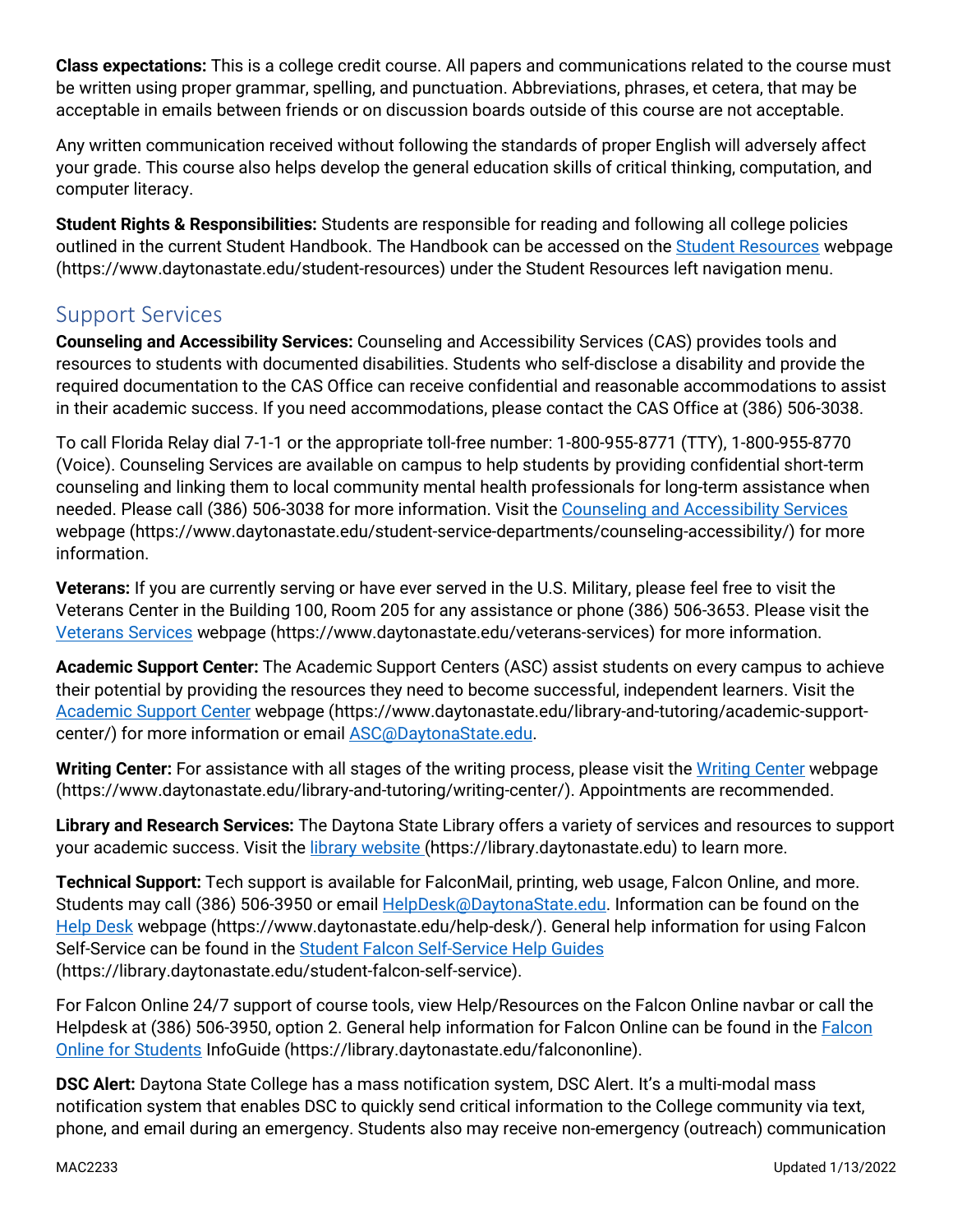**Class expectations:** This is a college credit course. All papers and communications related to the course must be written using proper grammar, spelling, and punctuation. Abbreviations, phrases, et cetera, that may be acceptable in emails between friends or on discussion boards outside of this course are not acceptable.

Any written communication received without following the standards of proper English will adversely affect your grade. This course also helps develop the general education skills of critical thinking, computation, and computer literacy.

**Student Rights & Responsibilities:** Students are responsible for reading and following all college policies outlined in the current Student Handbook. The Handbook can be accessed on the Student Resources webpage (https://www.daytonastate.edu/student-resources) under the Student Resources left navigation menu.

## Support Services

**Counseling and Accessibility Services:** Counseling and Accessibility Services (CAS) provides tools and resources to students with documented disabilities. Students who self-disclose a disability and provide the required documentation to the CAS Office can receive confidential and reasonable accommodations to assist in their academic success. If you need accommodations, please contact the CAS Office at (386) 506-3038.

To call Florida Relay dial 7-1-1 or the appropriate toll-free number: 1-800-955-8771 (TTY), 1-800-955-8770 (Voice). Counseling Services are available on campus to help students by providing confidential short-term counseling and linking them to local community mental health professionals for long-term assistance when needed. Please call (386) 506-3038 for more information. Visit the Counseling and Accessibility Services webpage (https://www.daytonastate.edu/student-service-departments/counseling-accessibility/) for more information.

**Veterans:** If you are currently serving or have ever served in the U.S. Military, please feel free to visit the Veterans Center in the Building 100, Room 205 for any assistance or phone (386) 506-3653. Please visit the Veterans Services webpage (https://www.daytonastate.edu/veterans-services) for more information.

**Academic Support Center:** The Academic Support Centers (ASC) assist students on every campus to achieve their potential by providing the resources they need to become successful, independent learners. Visit the Academic Support Center webpage (https://www.daytonastate.edu/library-and-tutoring/academic-support-center/) for more information or email ASC@DaytonaState.edu.

**Writing Center:** For assistance with all stages of the writing process, please visit the Writing Center webpage (https://www.daytonastate.edu/library-and-tutoring/writing-center/). Appointments are recommended.

**Library and Research Services:** The Daytona State Library offers a variety of services and resources to support your academic success. Visit the library website (https://library.daytonastate.edu) to learn more.

**Technical Support:** Tech support is available for FalconMail, printing, web usage, Falcon Online, and more. Students may call (386) 506-3950 or email HelpDesk@DaytonaState.edu. Information can be found on the Help Desk webpage (https://www.daytonastate.edu/help-desk/). General help information for using Falcon Self-Service can be found in the Student Falcon Self-Service Help Guides (https://library.daytonastate.edu/student-falcon-self-service).

For Falcon Online 24/7 support of course tools, view Help/Resources on the Falcon Online navbar or call the Helpdesk at (386) 506-3950, option 2. General help information for Falcon Online can be found in the Falcon Online for Students InfoGuide (https://library.daytonastate.edu/falcononline).

**DSC Alert:** Daytona State College has a mass notification system, DSC Alert. It's a multi-modal mass notification system that enables DSC to quickly send critical information to the College community via text, phone, and email during an emergency. Students also may receive non-emergency (outreach) communication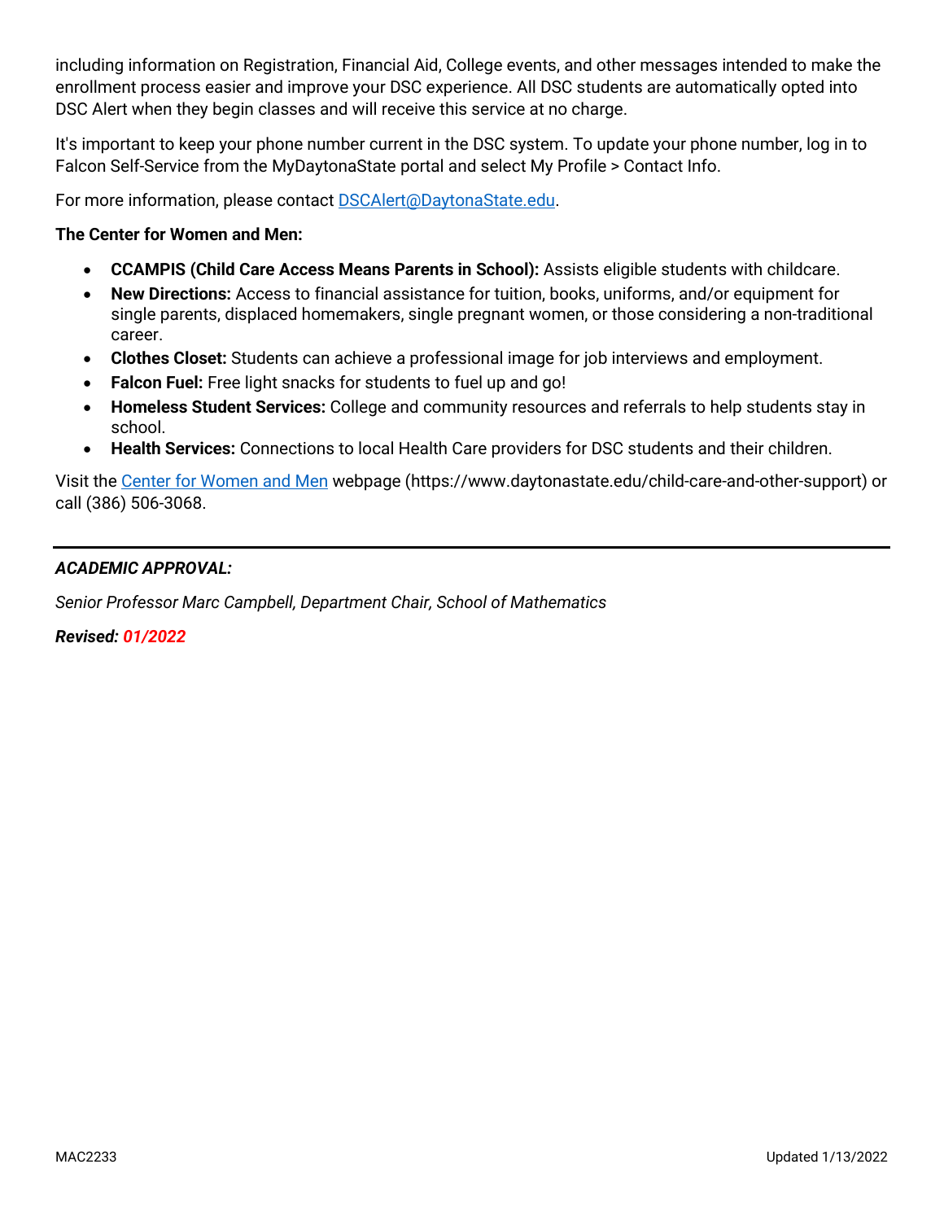including information on Registration, Financial Aid, College events, and other messages intended to make the enrollment process easier and improve your DSC experience. All DSC students are automatically opted into DSC Alert when they begin classes and will receive this service at no charge.

It's important to keep your phone number current in the DSC system. To update your phone number, log in to Falcon Self-Service from the MyDaytonaState portal and select My Profile > Contact Info.

For more information, please contact DSCAlert@DaytonaState.edu.

**The Center for Women and Men:**

- **CCAMPIS (Child Care Access Means Parents in School):** Assists eligible students with childcare.
- **New Directions:** Access to financial assistance for tuition, books, uniforms, and/or equipment for single parents, displaced homemakers, single pregnant women, or those considering a non-traditional career.
- **Clothes Closet:** Students can achieve a professional image for job interviews and employment.
- **Falcon Fuel:** Free light snacks for students to fuel up and go!
- **Homeless Student Services:** College and community resources and referrals to help students stay in school.
- **Health Services:** Connections to local Health Care providers for DSC students and their children.

Visit the Center for Women and Men webpage (https://www.daytonastate.edu/child-care-and-other-support) or call (386) 506-3068.

---

***ACADEMIC APPROVAL:***

*Senior Professor Marc Campbell, Department Chair, School of Mathematics*

***Revised: 01/2022***